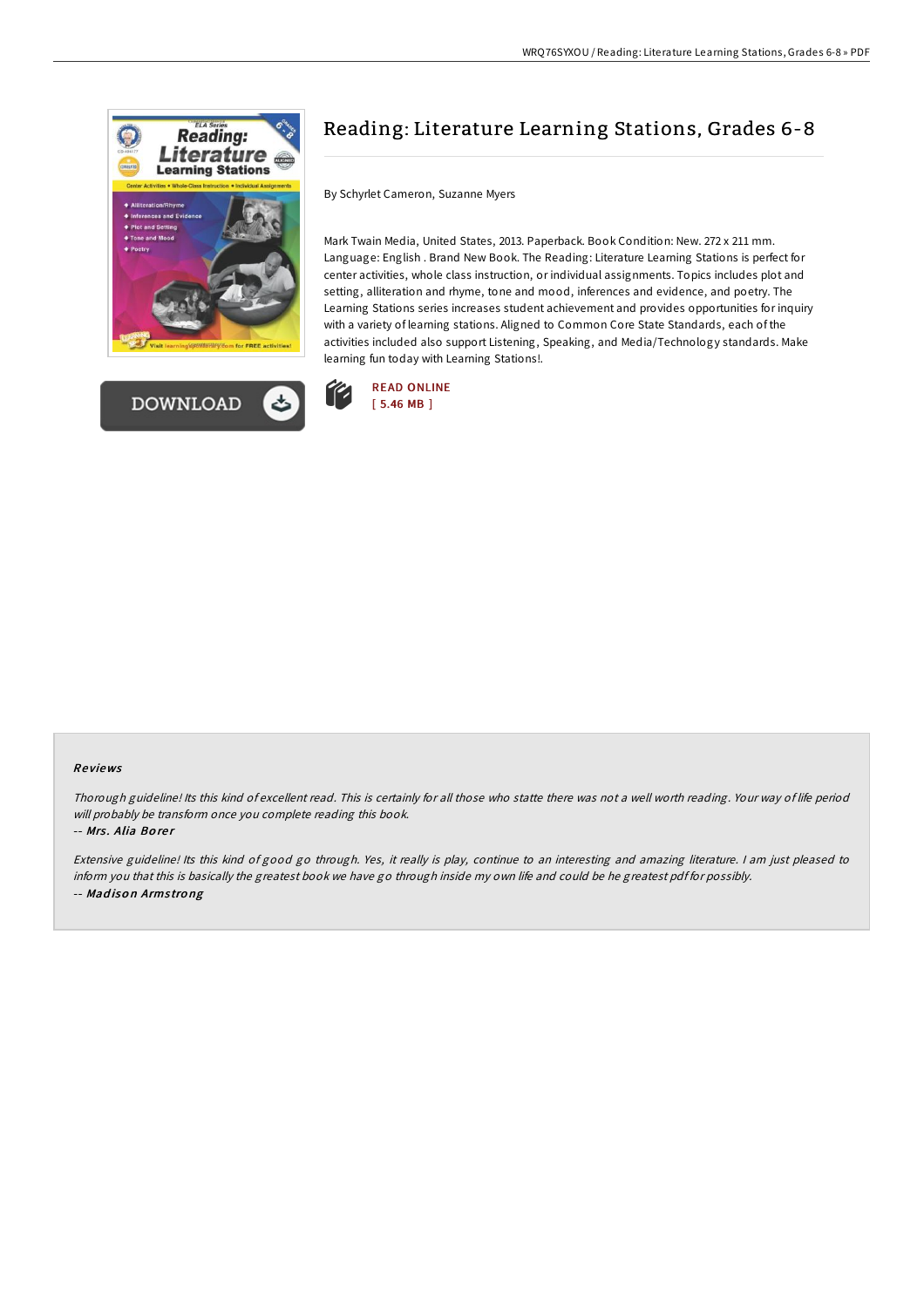# Reading: Literature Learning Stations, Grades 6-8

By Schyrlet Cameron, Suzanne Myers

Mark Twain Media, United States, 2013. Paperback. Book Condition: New. 272 x 211 mm. Language: English . Brand New Book. The Reading: Literature Learning Stations is perfect for center activities, whole class instruction, or individual assignments. Topics includes plot and setting, alliteration and rhyme, tone and mood, inferences and evidence, and poetry. The Learning Stations series increases student achievement and provides opportunities for inquiry with a variety of learning stations. Aligned to Common Core State Standards, each of the activities included also support Listening, Speaking, and Media/Technology standards. Make learning fun today with Learning Stations!.

DOWNLOAD

READ ONLINE
[ 5.46 MB ]

## Reviews

*Thorough guideline! Its this kind of excellent read. This is certainly for all those who statte there was not a well worth reading. Your way of life period will probably be transform once you complete reading this book.*

-- ***Mrs. Alia Borer***

*Extensive guideline! Its this kind of good go through. Yes, it really is play, continue to an interesting and amazing literature. I am just pleased to inform you that this is basically the greatest book we have go through inside my own life and could be he greatest pdf for possibly.*

-- ***Madison Armstrong***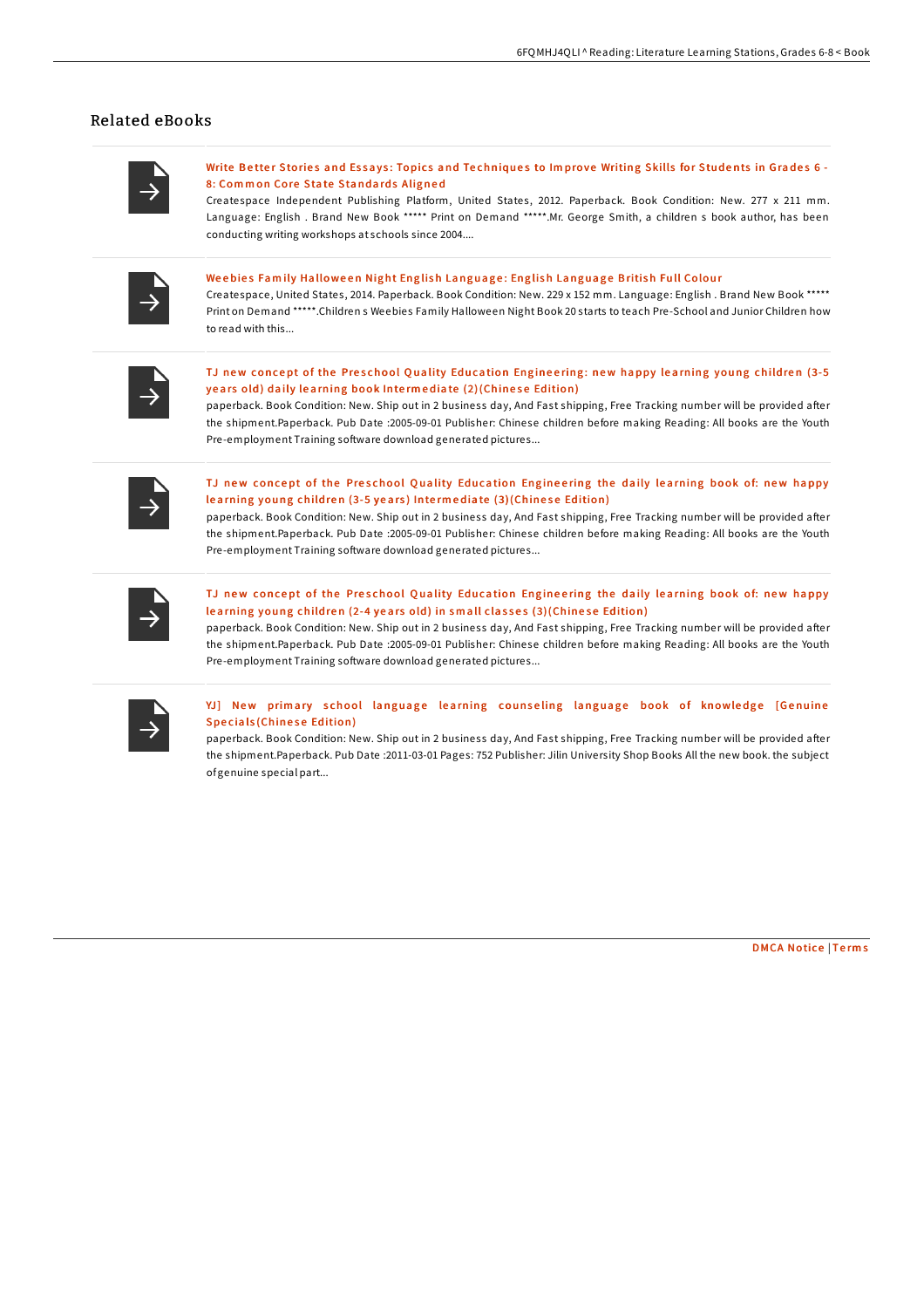## Related eBooks

**Write Better Stories and Essays: Topics and Techniques to Improve Writing Skills for Students in Grades 6 - 8: Common Core State Standards Aligned**

Createspace Independent Publishing Platform, United States, 2012. Paperback. Book Condition: New. 277 x 211 mm. Language: English . Brand New Book ***** Print on Demand *****.Mr. George Smith, a children s book author, has been conducting writing workshops at schools since 2004....

**Weebies Family Halloween Night English Language: English Language British Full Colour**

Createspace, United States, 2014. Paperback. Book Condition: New. 229 x 152 mm. Language: English . Brand New Book ***** Print on Demand *****.Children s Weebies Family Halloween Night Book 20 starts to teach Pre-School and Junior Children how to read with this...

**TJ new concept of the Preschool Quality Education Engineering: new happy learning young children (3-5 years old) daily learning book Intermediate (2)(Chinese Edition)**

paperback. Book Condition: New. Ship out in 2 business day, And Fast shipping, Free Tracking number will be provided after the shipment.Paperback. Pub Date :2005-09-01 Publisher: Chinese children before making Reading: All books are the Youth Pre-employment Training software download generated pictures...

**TJ new concept of the Preschool Quality Education Engineering the daily learning book of: new happy learning young children (3-5 years) Intermediate (3)(Chinese Edition)**

paperback. Book Condition: New. Ship out in 2 business day, And Fast shipping, Free Tracking number will be provided after the shipment.Paperback. Pub Date :2005-09-01 Publisher: Chinese children before making Reading: All books are the Youth Pre-employment Training software download generated pictures...

**TJ new concept of the Preschool Quality Education Engineering the daily learning book of: new happy learning young children (2-4 years old) in small classes (3)(Chinese Edition)**

paperback. Book Condition: New. Ship out in 2 business day, And Fast shipping, Free Tracking number will be provided after the shipment.Paperback. Pub Date :2005-09-01 Publisher: Chinese children before making Reading: All books are the Youth Pre-employment Training software download generated pictures...

**YJ] New primary school language learning counseling language book of knowledge [Genuine Specials(Chinese Edition)**

paperback. Book Condition: New. Ship out in 2 business day, And Fast shipping, Free Tracking number will be provided after the shipment.Paperback. Pub Date :2011-03-01 Pages: 752 Publisher: Jilin University Shop Books All the new book. the subject of genuine special part...